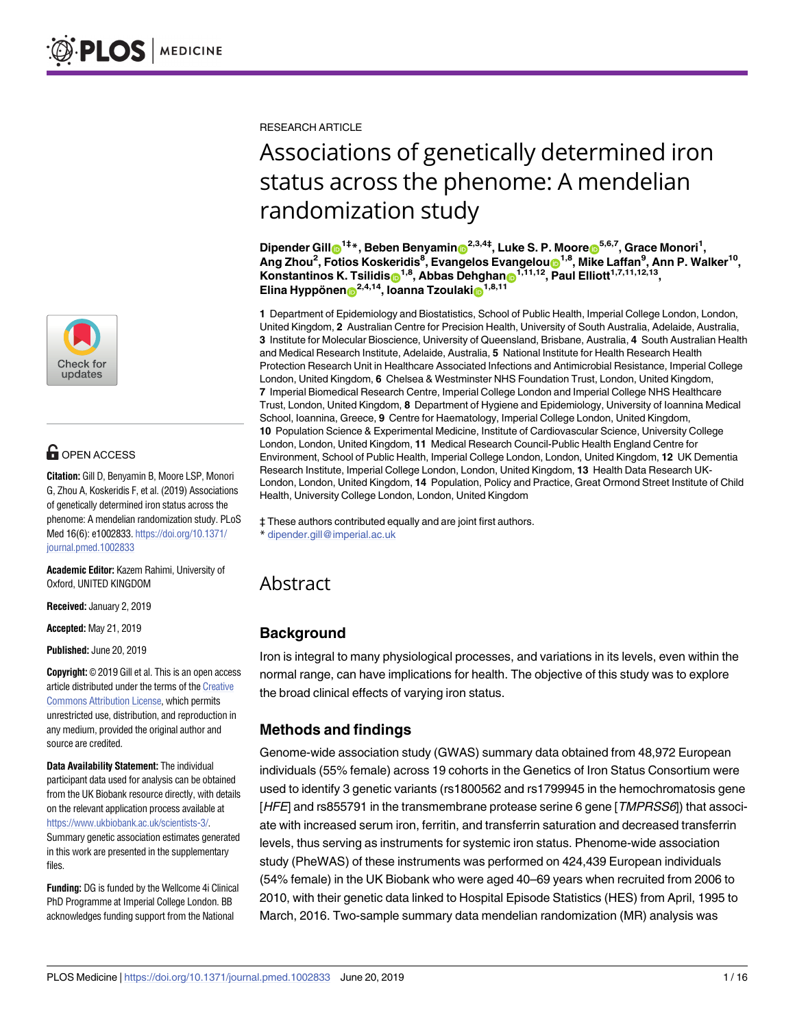RESEARCH ARTICLE

# Associations of genetically determined iron status across the phenome: A mendelian randomization study

**Dipender Gill**[1‡*], **Beben Benyamin**[2,3,4‡], **Luke S. P. Moore**[5,6,7], **Grace Monori**[1], **Ang Zhou**[2], **Fotios Koskeridis**[8], **Evangelos Evangelou**[1,8], **Mike Laffan**[9], **Ann P. Walker**[10], **Konstantinos K. Tsilidis**[1,8], **Abbas Dehghan**[1,11,12], **Paul Elliott**[1,7,11,12,13], **Elina Hyppönen**[2,4,14], **Ioanna Tzoulaki**[1,8,11]

**1** Department of Epidemiology and Biostatistics, School of Public Health, Imperial College London, London, United Kingdom, **2** Australian Centre for Precision Health, University of South Australia, Adelaide, Australia, **3** Institute for Molecular Bioscience, University of Queensland, Brisbane, Australia, **4** South Australian Health and Medical Research Institute, Adelaide, Australia, **5** National Institute for Health Research Health Protection Research Unit in Healthcare Associated Infections and Antimicrobial Resistance, Imperial College London, London, United Kingdom, **6** Chelsea & Westminster NHS Foundation Trust, London, United Kingdom, **7** Imperial Biomedical Research Centre, Imperial College London and Imperial College NHS Healthcare Trust, London, United Kingdom, **8** Department of Hygiene and Epidemiology, University of Ioannina Medical School, Ioannina, Greece, **9** Centre for Haematology, Imperial College London, London, United Kingdom, **10** Population Science & Experimental Medicine, Institute of Cardiovascular Science, University College London, London, United Kingdom, **11** Medical Research Council-Public Health England Centre for Environment, School of Public Health, Imperial College London, London, United Kingdom, **12** UK Dementia Research Institute, Imperial College London, London, United Kingdom, **13** Health Data Research UK-London, London, United Kingdom, **14** Population, Policy and Practice, Great Ormond Street Institute of Child Health, University College London, London, United Kingdom

‡ These authors contributed equally and are joint first authors.
* dipender.gill@imperial.ac.uk

OPEN ACCESS

**Citation:** Gill D, Benyamin B, Moore LSP, Monori G, Zhou A, Koskeridis F, et al. (2019) Associations of genetically determined iron status across the phenome: A mendelian randomization study. PLoS Med 16(6): e1002833. https://doi.org/10.1371/journal.pmed.1002833

**Academic Editor:** Kazem Rahimi, University of Oxford, UNITED KINGDOM

**Received:** January 2, 2019

**Accepted:** May 21, 2019

**Published:** June 20, 2019

**Copyright:** © 2019 Gill et al. This is an open access article distributed under the terms of the Creative Commons Attribution License, which permits unrestricted use, distribution, and reproduction in any medium, provided the original author and source are credited.

**Data Availability Statement:** The individual participant data used for analysis can be obtained from the UK Biobank resource directly, with details on the relevant application process available at https://www.ukbiobank.ac.uk/scientists-3/. Summary genetic association estimates generated in this work are presented in the supplementary files.

**Funding:** DG is funded by the Wellcome 4i Clinical PhD Programme at Imperial College London. BB acknowledges funding support from the National

## Abstract

### Background

Iron is integral to many physiological processes, and variations in its levels, even within the normal range, can have implications for health. The objective of this study was to explore the broad clinical effects of varying iron status.

### Methods and findings

Genome-wide association study (GWAS) summary data obtained from 48,972 European individuals (55% female) across 19 cohorts in the Genetics of Iron Status Consortium were used to identify 3 genetic variants (rs1800562 and rs1799945 in the hemochromatosis gene [*HFE*] and rs855791 in the transmembrane protease serine 6 gene [*TMPRSS6*]) that associate with increased serum iron, ferritin, and transferrin saturation and decreased transferrin levels, thus serving as instruments for systemic iron status. Phenome-wide association study (PheWAS) of these instruments was performed on 424,439 European individuals (54% female) in the UK Biobank who were aged 40–69 years when recruited from 2006 to 2010, with their genetic data linked to Hospital Episode Statistics (HES) from April, 1995 to March, 2016. Two-sample summary data mendelian randomization (MR) analysis was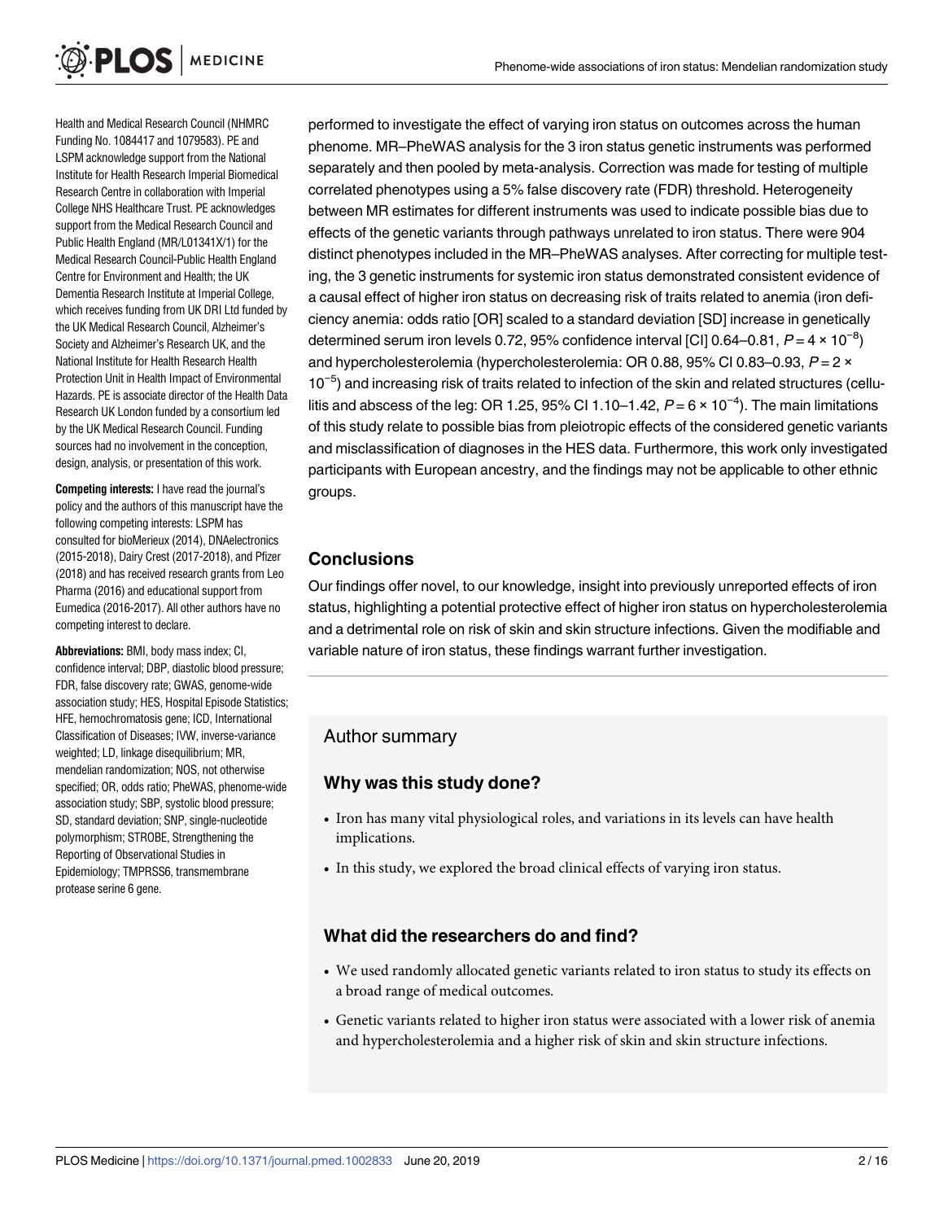Health and Medical Research Council (NHMRC Funding No. 1084417 and 1079583). PE and LSPM acknowledge support from the National Institute for Health Research Imperial Biomedical Research Centre in collaboration with Imperial College NHS Healthcare Trust. PE acknowledges support from the Medical Research Council and Public Health England (MR/L01341X/1) for the Medical Research Council-Public Health England Centre for Environment and Health; the UK Dementia Research Institute at Imperial College, which receives funding from UK DRI Ltd funded by the UK Medical Research Council, Alzheimer's Society and Alzheimer's Research UK, and the National Institute for Health Research Health Protection Unit in Health Impact of Environmental Hazards. PE is associate director of the Health Data Research UK London funded by a consortium led by the UK Medical Research Council. Funding sources had no involvement in the conception, design, analysis, or presentation of this work.

**Competing interests:** I have read the journal's policy and the authors of this manuscript have the following competing interests: LSPM has consulted for bioMerieux (2014), DNAelectronics (2015-2018), Dairy Crest (2017-2018), and Pfizer (2018) and has received research grants from Leo Pharma (2016) and educational support from Eumedica (2016-2017). All other authors have no competing interest to declare.

**Abbreviations:** BMI, body mass index; CI, confidence interval; DBP, diastolic blood pressure; FDR, false discovery rate; GWAS, genome-wide association study; HES, Hospital Episode Statistics; HFE, hemochromatosis gene; ICD, International Classification of Diseases; IVW, inverse-variance weighted; LD, linkage disequilibrium; MR, mendelian randomization; NOS, not otherwise specified; OR, odds ratio; PheWAS, phenome-wide association study; SBP, systolic blood pressure; SD, standard deviation; SNP, single-nucleotide polymorphism; STROBE, Strengthening the Reporting of Observational Studies in Epidemiology; TMPRSS6, transmembrane protease serine 6 gene.

performed to investigate the effect of varying iron status on outcomes across the human phenome. MR–PheWAS analysis for the 3 iron status genetic instruments was performed separately and then pooled by meta-analysis. Correction was made for testing of multiple correlated phenotypes using a 5% false discovery rate (FDR) threshold. Heterogeneity between MR estimates for different instruments was used to indicate possible bias due to effects of the genetic variants through pathways unrelated to iron status. There were 904 distinct phenotypes included in the MR–PheWAS analyses. After correcting for multiple testing, the 3 genetic instruments for systemic iron status demonstrated consistent evidence of a causal effect of higher iron status on decreasing risk of traits related to anemia (iron deficiency anemia: odds ratio [OR] scaled to a standard deviation [SD] increase in genetically determined serum iron levels 0.72, 95% confidence interval [CI] 0.64–0.81, $P = 4 \times 10^{-8}$) and hypercholesterolemia (hypercholesterolemia: OR 0.88, 95% CI 0.83–0.93, $P = 2 \times 10^{-5}$) and increasing risk of traits related to infection of the skin and related structures (cellulitis and abscess of the leg: OR 1.25, 95% CI 1.10–1.42, $P = 6 \times 10^{-4}$). The main limitations of this study relate to possible bias from pleiotropic effects of the considered genetic variants and misclassification of diagnoses in the HES data. Furthermore, this work only investigated participants with European ancestry, and the findings may not be applicable to other ethnic groups.

## Conclusions

Our findings offer novel, to our knowledge, insight into previously unreported effects of iron status, highlighting a potential protective effect of higher iron status on hypercholesterolemia and a detrimental role on risk of skin and skin structure infections. Given the modifiable and variable nature of iron status, these findings warrant further investigation.

## Author summary

### Why was this study done?

- Iron has many vital physiological roles, and variations in its levels can have health implications.
- In this study, we explored the broad clinical effects of varying iron status.

### What did the researchers do and find?

- We used randomly allocated genetic variants related to iron status to study its effects on a broad range of medical outcomes.
- Genetic variants related to higher iron status were associated with a lower risk of anemia and hypercholesterolemia and a higher risk of skin and skin structure infections.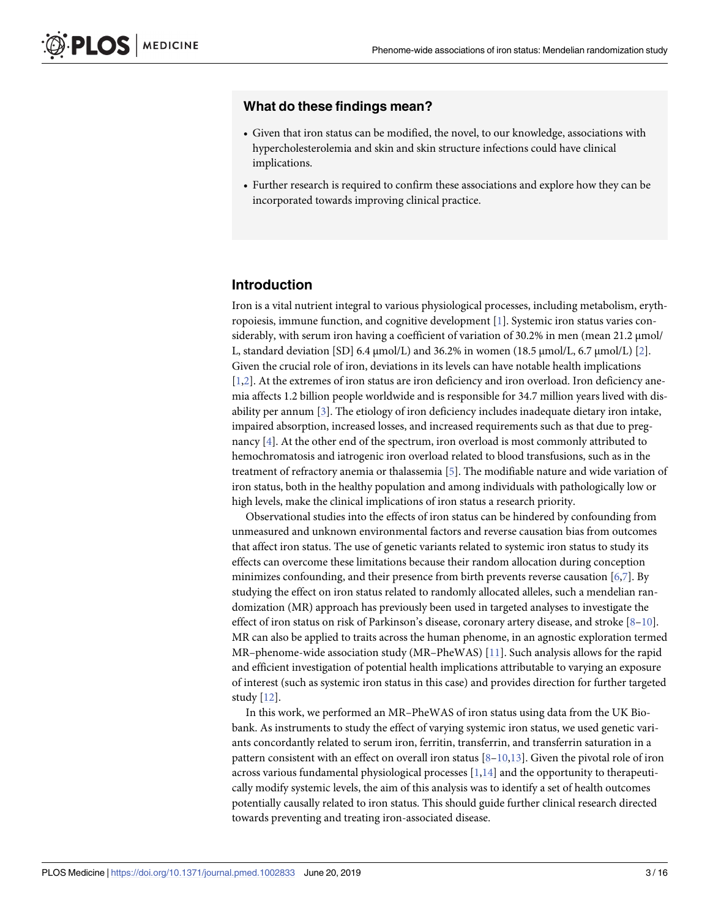### What do these findings mean?

- Given that iron status can be modified, the novel, to our knowledge, associations with hypercholesterolemia and skin and skin structure infections could have clinical implications.
- Further research is required to confirm these associations and explore how they can be incorporated towards improving clinical practice.

## Introduction

Iron is a vital nutrient integral to various physiological processes, including metabolism, erythropoiesis, immune function, and cognitive development [1]. Systemic iron status varies considerably, with serum iron having a coefficient of variation of 30.2% in men (mean 21.2 μmol/L, standard deviation [SD] 6.4 μmol/L) and 36.2% in women (18.5 μmol/L, 6.7 μmol/L) [2]. Given the crucial role of iron, deviations in its levels can have notable health implications [1,2]. At the extremes of iron status are iron deficiency and iron overload. Iron deficiency anemia affects 1.2 billion people worldwide and is responsible for 34.7 million years lived with disability per annum [3]. The etiology of iron deficiency includes inadequate dietary iron intake, impaired absorption, increased losses, and increased requirements such as that due to pregnancy [4]. At the other end of the spectrum, iron overload is most commonly attributed to hemochromatosis and iatrogenic iron overload related to blood transfusions, such as in the treatment of refractory anemia or thalassemia [5]. The modifiable nature and wide variation of iron status, both in the healthy population and among individuals with pathologically low or high levels, make the clinical implications of iron status a research priority.

Observational studies into the effects of iron status can be hindered by confounding from unmeasured and unknown environmental factors and reverse causation bias from outcomes that affect iron status. The use of genetic variants related to systemic iron status to study its effects can overcome these limitations because their random allocation during conception minimizes confounding, and their presence from birth prevents reverse causation [6,7]. By studying the effect on iron status related to randomly allocated alleles, such a mendelian randomization (MR) approach has previously been used in targeted analyses to investigate the effect of iron status on risk of Parkinson's disease, coronary artery disease, and stroke [8–10]. MR can also be applied to traits across the human phenome, in an agnostic exploration termed MR–phenome-wide association study (MR–PheWAS) [11]. Such analysis allows for the rapid and efficient investigation of potential health implications attributable to varying an exposure of interest (such as systemic iron status in this case) and provides direction for further targeted study [12].

In this work, we performed an MR–PheWAS of iron status using data from the UK Biobank. As instruments to study the effect of varying systemic iron status, we used genetic variants concordantly related to serum iron, ferritin, transferrin, and transferrin saturation in a pattern consistent with an effect on overall iron status [8–10,13]. Given the pivotal role of iron across various fundamental physiological processes [1,14] and the opportunity to therapeutically modify systemic levels, the aim of this analysis was to identify a set of health outcomes potentially causally related to iron status. This should guide further clinical research directed towards preventing and treating iron-associated disease.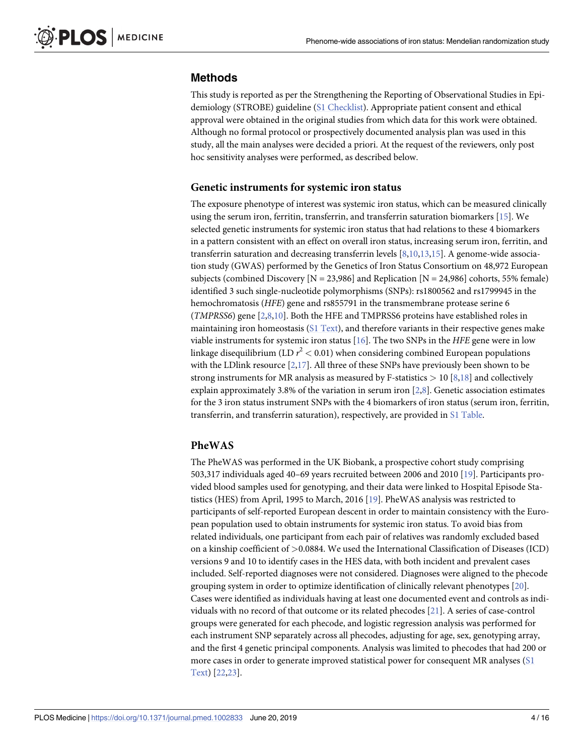## Methods

This study is reported as per the Strengthening the Reporting of Observational Studies in Epidemiology (STROBE) guideline (S1 Checklist). Appropriate patient consent and ethical approval were obtained in the original studies from which data for this work were obtained. Although no formal protocol or prospectively documented analysis plan was used in this study, all the main analyses were decided a priori. At the request of the reviewers, only post hoc sensitivity analyses were performed, as described below.

### Genetic instruments for systemic iron status

The exposure phenotype of interest was systemic iron status, which can be measured clinically using the serum iron, ferritin, transferrin, and transferrin saturation biomarkers [15]. We selected genetic instruments for systemic iron status that had relations to these 4 biomarkers in a pattern consistent with an effect on overall iron status, increasing serum iron, ferritin, and transferrin saturation and decreasing transferrin levels [8,10,13,15]. A genome-wide association study (GWAS) performed by the Genetics of Iron Status Consortium on 48,972 European subjects (combined Discovery [N = 23,986] and Replication [N = 24,986] cohorts, 55% female) identified 3 such single-nucleotide polymorphisms (SNPs): rs1800562 and rs1799945 in the hemochromatosis (*HFE*) gene and rs855791 in the transmembrane protease serine 6 (*TMPRSS6*) gene [2,8,10]. Both the HFE and TMPRSS6 proteins have established roles in maintaining iron homeostasis (S1 Text), and therefore variants in their respective genes make viable instruments for systemic iron status [16]. The two SNPs in the *HFE* gene were in low linkage disequilibrium (LD $r^2 < 0.01$) when considering combined European populations with the LDlink resource [2,17]. All three of these SNPs have previously been shown to be strong instruments for MR analysis as measured by F-statistics $> 10$ [8,18] and collectively explain approximately 3.8% of the variation in serum iron [2,8]. Genetic association estimates for the 3 iron status instrument SNPs with the 4 biomarkers of iron status (serum iron, ferritin, transferrin, and transferrin saturation), respectively, are provided in S1 Table.

### PheWAS

The PheWAS was performed in the UK Biobank, a prospective cohort study comprising 503,317 individuals aged 40–69 years recruited between 2006 and 2010 [19]. Participants provided blood samples used for genotyping, and their data were linked to Hospital Episode Statistics (HES) from April, 1995 to March, 2016 [19]. PheWAS analysis was restricted to participants of self-reported European descent in order to maintain consistency with the European population used to obtain instruments for systemic iron status. To avoid bias from related individuals, one participant from each pair of relatives was randomly excluded based on a kinship coefficient of $>0.0884$. We used the International Classification of Diseases (ICD) versions 9 and 10 to identify cases in the HES data, with both incident and prevalent cases included. Self-reported diagnoses were not considered. Diagnoses were aligned to the phecode grouping system in order to optimize identification of clinically relevant phenotypes [20]. Cases were identified as individuals having at least one documented event and controls as individuals with no record of that outcome or its related phecodes [21]. A series of case-control groups were generated for each phecode, and logistic regression analysis was performed for each instrument SNP separately across all phecodes, adjusting for age, sex, genotyping array, and the first 4 genetic principal components. Analysis was limited to phecodes that had 200 or more cases in order to generate improved statistical power for consequent MR analyses (S1 Text) [22,23].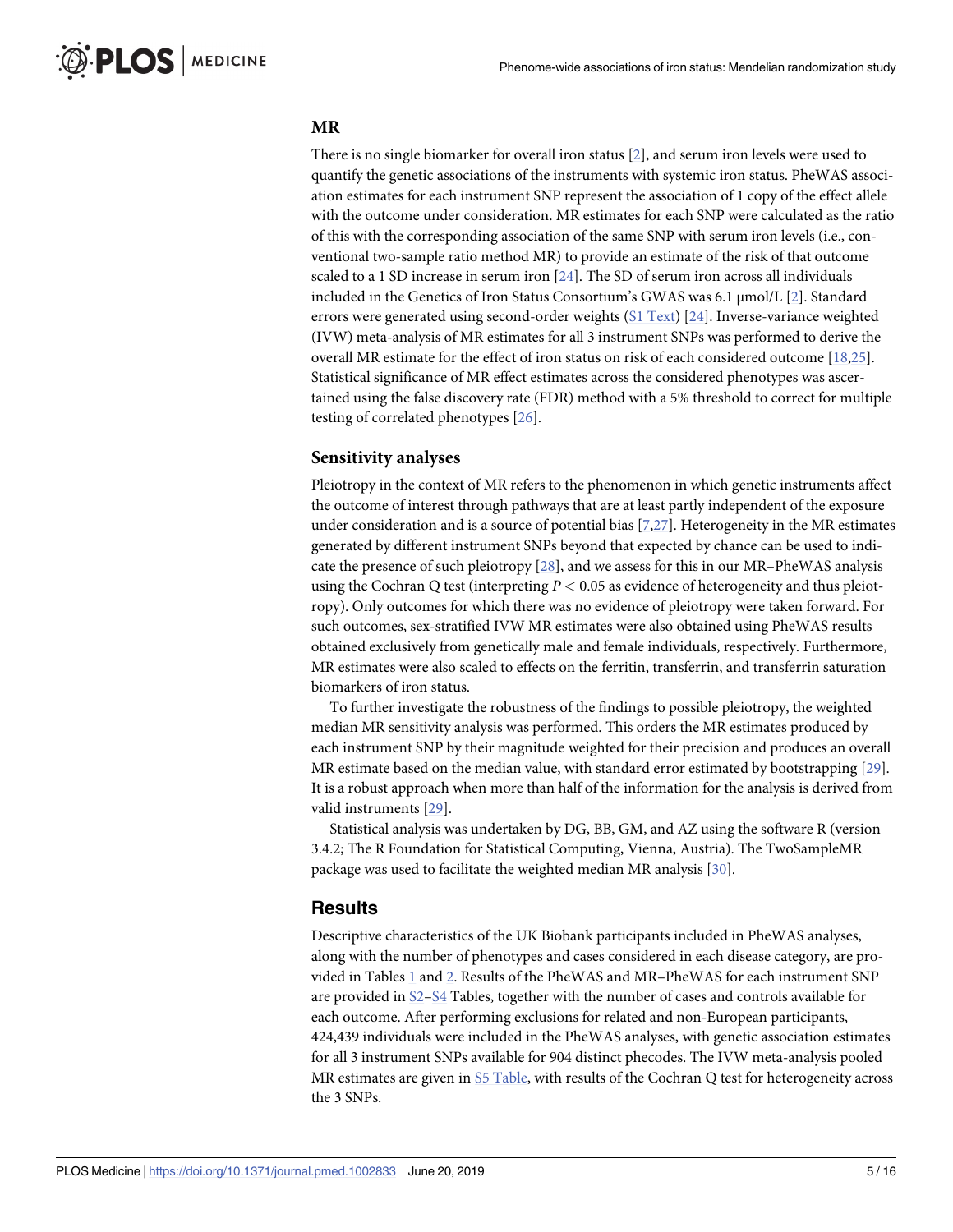### MR

There is no single biomarker for overall iron status [2], and serum iron levels were used to quantify the genetic associations of the instruments with systemic iron status. PheWAS association estimates for each instrument SNP represent the association of 1 copy of the effect allele with the outcome under consideration. MR estimates for each SNP were calculated as the ratio of this with the corresponding association of the same SNP with serum iron levels (i.e., conventional two-sample ratio method MR) to provide an estimate of the risk of that outcome scaled to a 1 SD increase in serum iron [24]. The SD of serum iron across all individuals included in the Genetics of Iron Status Consortium's GWAS was 6.1 μmol/L [2]. Standard errors were generated using second-order weights (S1 Text) [24]. Inverse-variance weighted (IVW) meta-analysis of MR estimates for all 3 instrument SNPs was performed to derive the overall MR estimate for the effect of iron status on risk of each considered outcome [18,25]. Statistical significance of MR effect estimates across the considered phenotypes was ascertained using the false discovery rate (FDR) method with a 5% threshold to correct for multiple testing of correlated phenotypes [26].

### Sensitivity analyses

Pleiotropy in the context of MR refers to the phenomenon in which genetic instruments affect the outcome of interest through pathways that are at least partly independent of the exposure under consideration and is a source of potential bias [7,27]. Heterogeneity in the MR estimates generated by different instrument SNPs beyond that expected by chance can be used to indicate the presence of such pleiotropy [28], and we assess for this in our MR–PheWAS analysis using the Cochran Q test (interpreting $P < 0.05$ as evidence of heterogeneity and thus pleiotropy). Only outcomes for which there was no evidence of pleiotropy were taken forward. For such outcomes, sex-stratified IVW MR estimates were also obtained using PheWAS results obtained exclusively from genetically male and female individuals, respectively. Furthermore, MR estimates were also scaled to effects on the ferritin, transferrin, and transferrin saturation biomarkers of iron status.

To further investigate the robustness of the findings to possible pleiotropy, the weighted median MR sensitivity analysis was performed. This orders the MR estimates produced by each instrument SNP by their magnitude weighted for their precision and produces an overall MR estimate based on the median value, with standard error estimated by bootstrapping [29]. It is a robust approach when more than half of the information for the analysis is derived from valid instruments [29].

Statistical analysis was undertaken by DG, BB, GM, and AZ using the software R (version 3.4.2; The R Foundation for Statistical Computing, Vienna, Austria). The TwoSampleMR package was used to facilitate the weighted median MR analysis [30].

## Results

Descriptive characteristics of the UK Biobank participants included in PheWAS analyses, along with the number of phenotypes and cases considered in each disease category, are provided in Tables 1 and 2. Results of the PheWAS and MR–PheWAS for each instrument SNP are provided in S2–S4 Tables, together with the number of cases and controls available for each outcome. After performing exclusions for related and non-European participants, 424,439 individuals were included in the PheWAS analyses, with genetic association estimates for all 3 instrument SNPs available for 904 distinct phecodes. The IVW meta-analysis pooled MR estimates are given in S5 Table, with results of the Cochran Q test for heterogeneity across the 3 SNPs.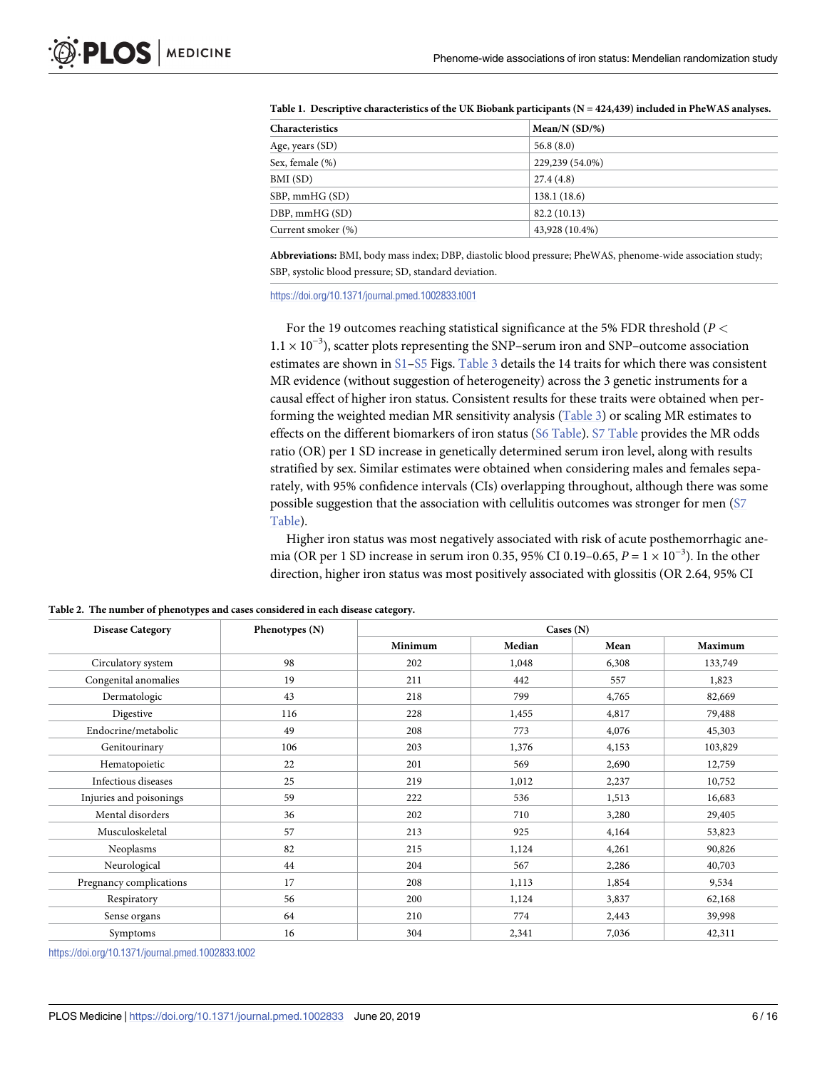**Table 1. Descriptive characteristics of the UK Biobank participants (N = 424,439) included in PheWAS analyses.**

| Characteristics | Mean/N (SD/%) |
|---|---|
| Age, years (SD) | 56.8 (8.0) |
| Sex, female (%) | 229,239 (54.0%) |
| BMI (SD) | 27.4 (4.8) |
| SBP, mmHG (SD) | 138.1 (18.6) |
| DBP, mmHG (SD) | 82.2 (10.13) |
| Current smoker (%) | 43,928 (10.4%) |

**Abbreviations:** BMI, body mass index; DBP, diastolic blood pressure; PheWAS, phenome-wide association study; SBP, systolic blood pressure; SD, standard deviation.

https://doi.org/10.1371/journal.pmed.1002833.t001

For the 19 outcomes reaching statistical significance at the 5% FDR threshold ($P < 1.1 \times 10^{-3}$), scatter plots representing the SNP–serum iron and SNP–outcome association estimates are shown in S1–S5 Figs. Table 3 details the 14 traits for which there was consistent MR evidence (without suggestion of heterogeneity) across the 3 genetic instruments for a causal effect of higher iron status. Consistent results for these traits were obtained when performing the weighted median MR sensitivity analysis (Table 3) or scaling MR estimates to effects on the different biomarkers of iron status (S6 Table). S7 Table provides the MR odds ratio (OR) per 1 SD increase in genetically determined serum iron level, along with results stratified by sex. Similar estimates were obtained when considering males and females separately, with 95% confidence intervals (CIs) overlapping throughout, although there was some possible suggestion that the association with cellulitis outcomes was stronger for men (S7 Table).

Higher iron status was most negatively associated with risk of acute posthemorrhagic anemia (OR per 1 SD increase in serum iron 0.35, 95% CI 0.19–0.65, $P = 1 \times 10^{-3}$). In the other direction, higher iron status was most positively associated with glossitis (OR 2.64, 95% CI

**Table 2. The number of phenotypes and cases considered in each disease category.**

| Disease Category | Phenotypes (N) | Cases (N) | | | |
|---|---|---|---|---|---|
| | | Minimum | Median | Mean | Maximum |
| Circulatory system | 98 | 202 | 1,048 | 6,308 | 133,749 |
| Congenital anomalies | 19 | 211 | 442 | 557 | 1,823 |
| Dermatologic | 43 | 218 | 799 | 4,765 | 82,669 |
| Digestive | 116 | 228 | 1,455 | 4,817 | 79,488 |
| Endocrine/metabolic | 49 | 208 | 773 | 4,076 | 45,303 |
| Genitourinary | 106 | 203 | 1,376 | 4,153 | 103,829 |
| Hematopoietic | 22 | 201 | 569 | 2,690 | 12,759 |
| Infectious diseases | 25 | 219 | 1,012 | 2,237 | 10,752 |
| Injuries and poisonings | 59 | 222 | 536 | 1,513 | 16,683 |
| Mental disorders | 36 | 202 | 710 | 3,280 | 29,405 |
| Musculoskeletal | 57 | 213 | 925 | 4,164 | 53,823 |
| Neoplasms | 82 | 215 | 1,124 | 4,261 | 90,826 |
| Neurological | 44 | 204 | 567 | 2,286 | 40,703 |
| Pregnancy complications | 17 | 208 | 1,113 | 1,854 | 9,534 |
| Respiratory | 56 | 200 | 1,124 | 3,837 | 62,168 |
| Sense organs | 64 | 210 | 774 | 2,443 | 39,998 |
| Symptoms | 16 | 304 | 2,341 | 7,036 | 42,311 |

https://doi.org/10.1371/journal.pmed.1002833.t002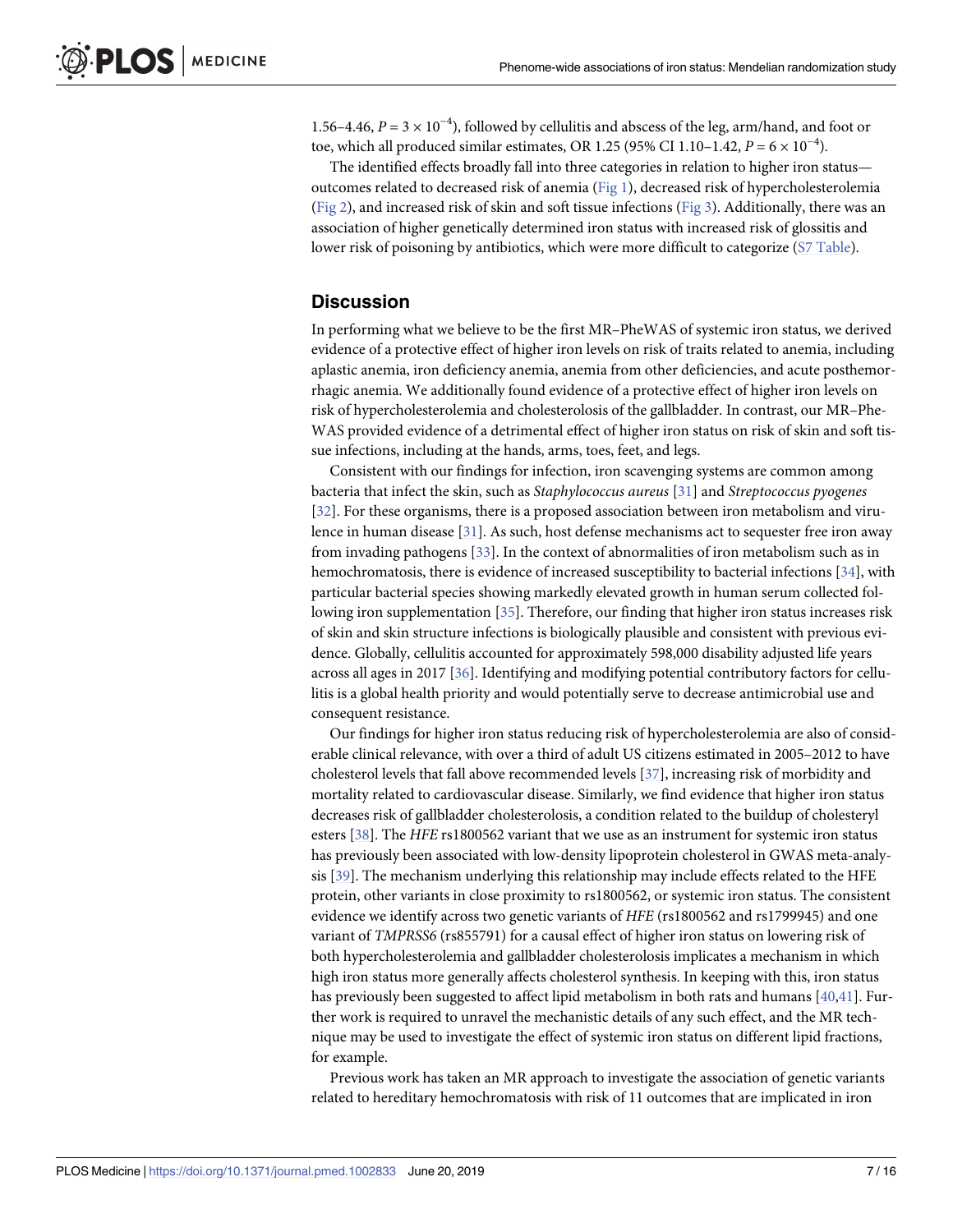1.56–4.46, $P = 3 \times 10^{-4}$), followed by cellulitis and abscess of the leg, arm/hand, and foot or toe, which all produced similar estimates, OR 1.25 (95% CI 1.10–1.42, $P = 6 \times 10^{-4}$).

The identified effects broadly fall into three categories in relation to higher iron status—outcomes related to decreased risk of anemia (Fig 1), decreased risk of hypercholesterolemia (Fig 2), and increased risk of skin and soft tissue infections (Fig 3). Additionally, there was an association of higher genetically determined iron status with increased risk of glossitis and lower risk of poisoning by antibiotics, which were more difficult to categorize (S7 Table).

## Discussion

In performing what we believe to be the first MR–PheWAS of systemic iron status, we derived evidence of a protective effect of higher iron levels on risk of traits related to anemia, including aplastic anemia, iron deficiency anemia, anemia from other deficiencies, and acute posthemorrhagic anemia. We additionally found evidence of a protective effect of higher iron levels on risk of hypercholesterolemia and cholesterolosis of the gallbladder. In contrast, our MR–PheWAS provided evidence of a detrimental effect of higher iron status on risk of skin and soft tissue infections, including at the hands, arms, toes, feet, and legs.

Consistent with our findings for infection, iron scavenging systems are common among bacteria that infect the skin, such as *Staphylococcus aureus* [31] and *Streptococcus pyogenes* [32]. For these organisms, there is a proposed association between iron metabolism and virulence in human disease [31]. As such, host defense mechanisms act to sequester free iron away from invading pathogens [33]. In the context of abnormalities of iron metabolism such as in hemochromatosis, there is evidence of increased susceptibility to bacterial infections [34], with particular bacterial species showing markedly elevated growth in human serum collected following iron supplementation [35]. Therefore, our finding that higher iron status increases risk of skin and skin structure infections is biologically plausible and consistent with previous evidence. Globally, cellulitis accounted for approximately 598,000 disability adjusted life years across all ages in 2017 [36]. Identifying and modifying potential contributory factors for cellulitis is a global health priority and would potentially serve to decrease antimicrobial use and consequent resistance.

Our findings for higher iron status reducing risk of hypercholesterolemia are also of considerable clinical relevance, with over a third of adult US citizens estimated in 2005–2012 to have cholesterol levels that fall above recommended levels [37], increasing risk of morbidity and mortality related to cardiovascular disease. Similarly, we find evidence that higher iron status decreases risk of gallbladder cholesterolosis, a condition related to the buildup of cholesteryl esters [38]. The *HFE* rs1800562 variant that we use as an instrument for systemic iron status has previously been associated with low-density lipoprotein cholesterol in GWAS meta-analysis [39]. The mechanism underlying this relationship may include effects related to the HFE protein, other variants in close proximity to rs1800562, or systemic iron status. The consistent evidence we identify across two genetic variants of *HFE* (rs1800562 and rs1799945) and one variant of *TMPRSS6* (rs855791) for a causal effect of higher iron status on lowering risk of both hypercholesterolemia and gallbladder cholesterolosis implicates a mechanism in which high iron status more generally affects cholesterol synthesis. In keeping with this, iron status has previously been suggested to affect lipid metabolism in both rats and humans [40,41]. Further work is required to unravel the mechanistic details of any such effect, and the MR technique may be used to investigate the effect of systemic iron status on different lipid fractions, for example.

Previous work has taken an MR approach to investigate the association of genetic variants related to hereditary hemochromatosis with risk of 11 outcomes that are implicated in iron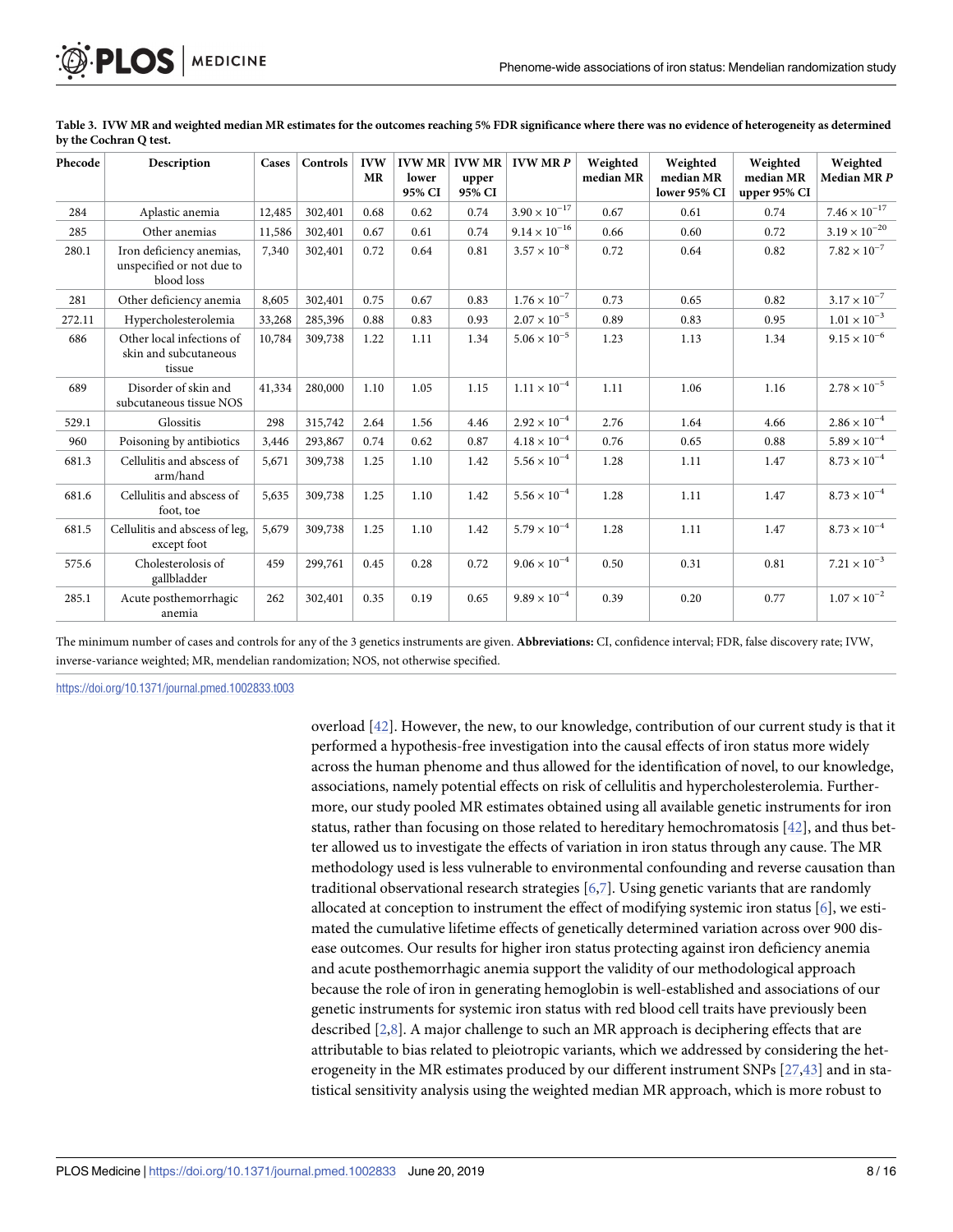**Table 3. IVW MR and weighted median MR estimates for the outcomes reaching 5% FDR significance where there was no evidence of heterogeneity as determined by the Cochran Q test.**

| Phecode | Description | Cases | Controls | IVW MR | IVW MR lower 95% CI | IVW MR upper 95% CI | IVW MR *P* | Weighted median MR | Weighted median MR lower 95% CI | Weighted median MR upper 95% CI | Weighted Median MR *P* |
|---|---|---|---|---|---|---|---|---|---|---|---|
| 284 | Aplastic anemia | 12,485 | 302,401 | 0.68 | 0.62 | 0.74 | $3.90 \times 10^{-17}$ | 0.67 | 0.61 | 0.74 | $7.46 \times 10^{-17}$ |
| 285 | Other anemias | 11,586 | 302,401 | 0.67 | 0.61 | 0.74 | $9.14 \times 10^{-16}$ | 0.66 | 0.60 | 0.72 | $3.19 \times 10^{-20}$ |
| 280.1 | Iron deficiency anemias, unspecified or not due to blood loss | 7,340 | 302,401 | 0.72 | 0.64 | 0.81 | $3.57 \times 10^{-8}$ | 0.72 | 0.64 | 0.82 | $7.82 \times 10^{-7}$ |
| 281 | Other deficiency anemia | 8,605 | 302,401 | 0.75 | 0.67 | 0.83 | $1.76 \times 10^{-7}$ | 0.73 | 0.65 | 0.82 | $3.17 \times 10^{-7}$ |
| 272.11 | Hypercholesterolemia | 33,268 | 285,396 | 0.88 | 0.83 | 0.93 | $2.07 \times 10^{-5}$ | 0.89 | 0.83 | 0.95 | $1.01 \times 10^{-3}$ |
| 686 | Other local infections of skin and subcutaneous tissue | 10,784 | 309,738 | 1.22 | 1.11 | 1.34 | $5.06 \times 10^{-5}$ | 1.23 | 1.13 | 1.34 | $9.15 \times 10^{-6}$ |
| 689 | Disorder of skin and subcutaneous tissue NOS | 41,334 | 280,000 | 1.10 | 1.05 | 1.15 | $1.11 \times 10^{-4}$ | 1.11 | 1.06 | 1.16 | $2.78 \times 10^{-5}$ |
| 529.1 | Glossitis | 298 | 315,742 | 2.64 | 1.56 | 4.46 | $2.92 \times 10^{-4}$ | 2.76 | 1.64 | 4.66 | $2.86 \times 10^{-4}$ |
| 960 | Poisoning by antibiotics | 3,446 | 293,867 | 0.74 | 0.62 | 0.87 | $4.18 \times 10^{-4}$ | 0.76 | 0.65 | 0.88 | $5.89 \times 10^{-4}$ |
| 681.3 | Cellulitis and abscess of arm/hand | 5,671 | 309,738 | 1.25 | 1.10 | 1.42 | $5.56 \times 10^{-4}$ | 1.28 | 1.11 | 1.47 | $8.73 \times 10^{-4}$ |
| 681.6 | Cellulitis and abscess of foot, toe | 5,635 | 309,738 | 1.25 | 1.10 | 1.42 | $5.56 \times 10^{-4}$ | 1.28 | 1.11 | 1.47 | $8.73 \times 10^{-4}$ |
| 681.5 | Cellulitis and abscess of leg, except foot | 5,679 | 309,738 | 1.25 | 1.10 | 1.42 | $5.79 \times 10^{-4}$ | 1.28 | 1.11 | 1.47 | $8.73 \times 10^{-4}$ |
| 575.6 | Cholesterolosis of gallbladder | 459 | 299,761 | 0.45 | 0.28 | 0.72 | $9.06 \times 10^{-4}$ | 0.50 | 0.31 | 0.81 | $7.21 \times 10^{-3}$ |
| 285.1 | Acute posthemorrhagic anemia | 262 | 302,401 | 0.35 | 0.19 | 0.65 | $9.89 \times 10^{-4}$ | 0.39 | 0.20 | 0.77 | $1.07 \times 10^{-2}$ |

The minimum number of cases and controls for any of the 3 genetics instruments are given. **Abbreviations:** CI, confidence interval; FDR, false discovery rate; IVW, inverse-variance weighted; MR, mendelian randomization; NOS, not otherwise specified.

https://doi.org/10.1371/journal.pmed.1002833.t003

overload [42]. However, the new, to our knowledge, contribution of our current study is that it performed a hypothesis-free investigation into the causal effects of iron status more widely across the human phenome and thus allowed for the identification of novel, to our knowledge, associations, namely potential effects on risk of cellulitis and hypercholesterolemia. Furthermore, our study pooled MR estimates obtained using all available genetic instruments for iron status, rather than focusing on those related to hereditary hemochromatosis [42], and thus better allowed us to investigate the effects of variation in iron status through any cause. The MR methodology used is less vulnerable to environmental confounding and reverse causation than traditional observational research strategies [6,7]. Using genetic variants that are randomly allocated at conception to instrument the effect of modifying systemic iron status [6], we estimated the cumulative lifetime effects of genetically determined variation across over 900 disease outcomes. Our results for higher iron status protecting against iron deficiency anemia and acute posthemorrhagic anemia support the validity of our methodological approach because the role of iron in generating hemoglobin is well-established and associations of our genetic instruments for systemic iron status with red blood cell traits have previously been described [2,8]. A major challenge to such an MR approach is deciphering effects that are attributable to bias related to pleiotropic variants, which we addressed by considering the heterogeneity in the MR estimates produced by our different instrument SNPs [27,43] and in statistical sensitivity analysis using the weighted median MR approach, which is more robust to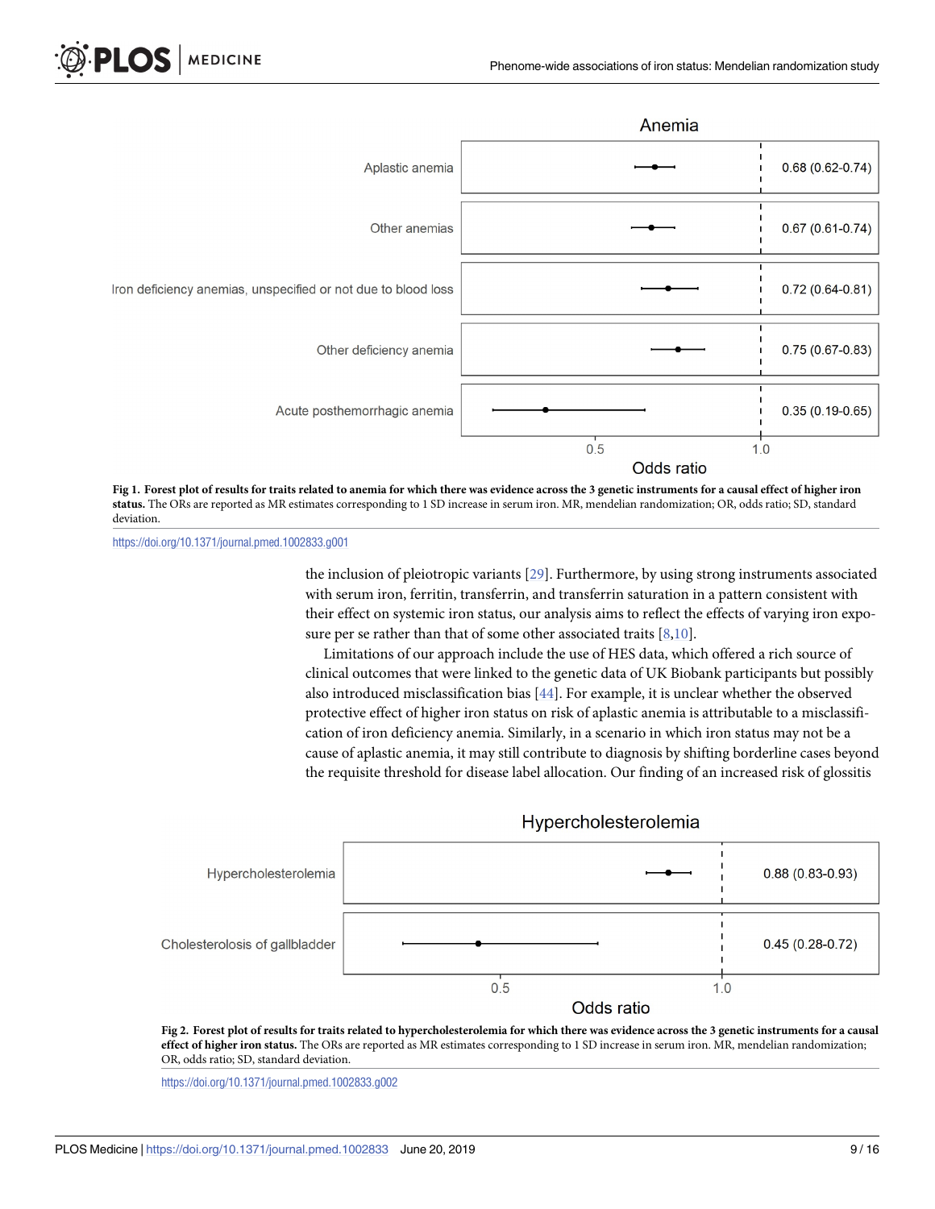**Fig 1. Forest plot of results for traits related to anemia for which there was evidence across the 3 genetic instruments for a causal effect of higher iron status.** The ORs are reported as MR estimates corresponding to 1 SD increase in serum iron. MR, mendelian randomization; OR, odds ratio; SD, standard deviation.

https://doi.org/10.1371/journal.pmed.1002833.g001

the inclusion of pleiotropic variants [29]. Furthermore, by using strong instruments associated with serum iron, ferritin, transferrin, and transferrin saturation in a pattern consistent with their effect on systemic iron status, our analysis aims to reflect the effects of varying iron exposure per se rather than that of some other associated traits [8,10].

Limitations of our approach include the use of HES data, which offered a rich source of clinical outcomes that were linked to the genetic data of UK Biobank participants but possibly also introduced misclassification bias [44]. For example, it is unclear whether the observed protective effect of higher iron status on risk of aplastic anemia is attributable to a misclassification of iron deficiency anemia. Similarly, in a scenario in which iron status may not be a cause of aplastic anemia, it may still contribute to diagnosis by shifting borderline cases beyond the requisite threshold for disease label allocation. Our finding of an increased risk of glossitis

**Fig 2. Forest plot of results for traits related to hypercholesterolemia for which there was evidence across the 3 genetic instruments for a causal effect of higher iron status.** The ORs are reported as MR estimates corresponding to 1 SD increase in serum iron. MR, mendelian randomization; OR, odds ratio; SD, standard deviation.

https://doi.org/10.1371/journal.pmed.1002833.g002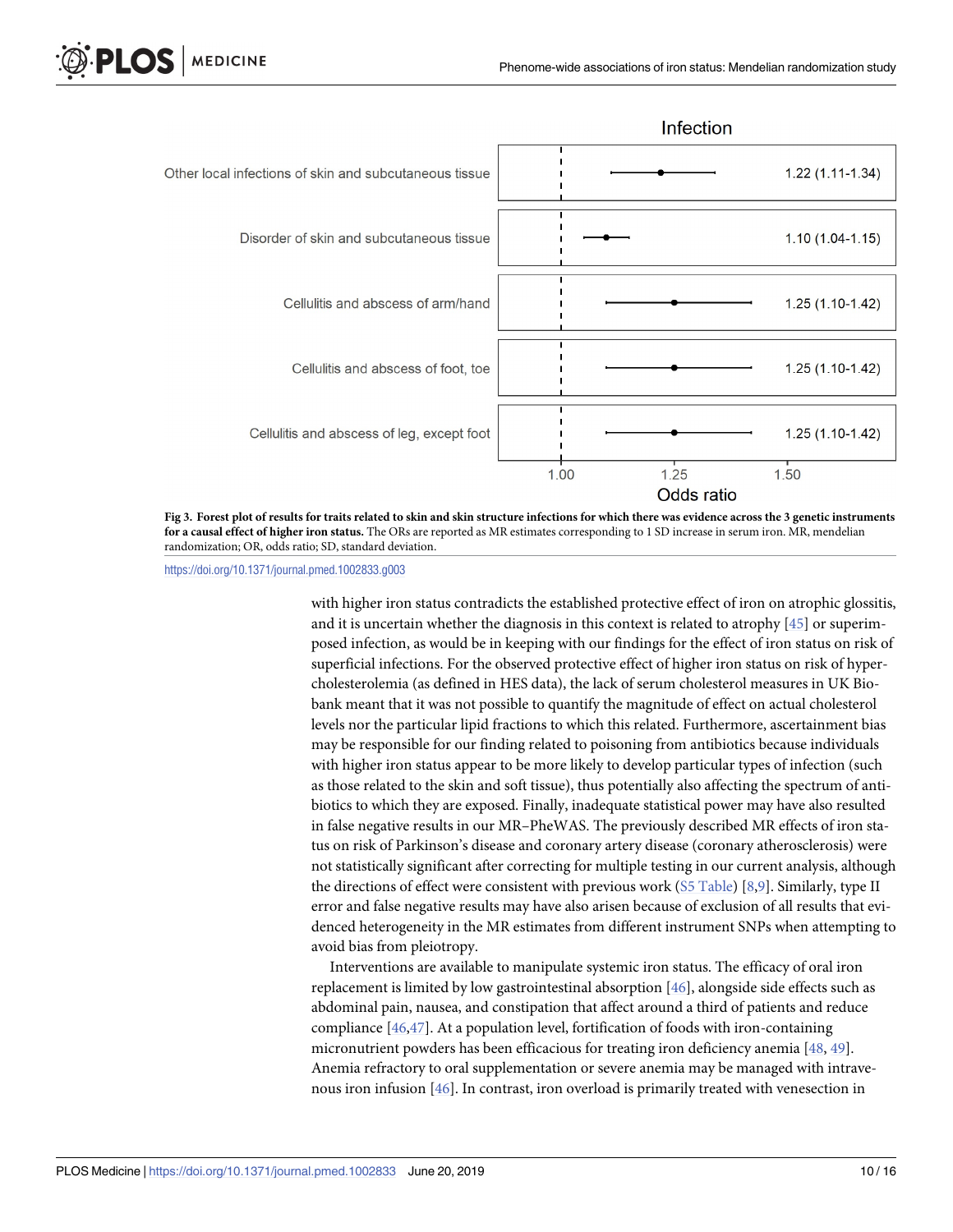Fig 3. Forest plot of results for traits related to skin and skin structure infections for which there was evidence across the 3 genetic instruments for a causal effect of higher iron status. The ORs are reported as MR estimates corresponding to 1 SD increase in serum iron. MR, mendelian randomization; OR, odds ratio; SD, standard deviation.

https://doi.org/10.1371/journal.pmed.1002833.g003

with higher iron status contradicts the established protective effect of iron on atrophic glossitis, and it is uncertain whether the diagnosis in this context is related to atrophy [45] or superimposed infection, as would be in keeping with our findings for the effect of iron status on risk of superficial infections. For the observed protective effect of higher iron status on risk of hypercholesterolemia (as defined in HES data), the lack of serum cholesterol measures in UK Biobank meant that it was not possible to quantify the magnitude of effect on actual cholesterol levels nor the particular lipid fractions to which this related. Furthermore, ascertainment bias may be responsible for our finding related to poisoning from antibiotics because individuals with higher iron status appear to be more likely to develop particular types of infection (such as those related to the skin and soft tissue), thus potentially also affecting the spectrum of antibiotics to which they are exposed. Finally, inadequate statistical power may have also resulted in false negative results in our MR–PheWAS. The previously described MR effects of iron status on risk of Parkinson's disease and coronary artery disease (coronary atherosclerosis) were not statistically significant after correcting for multiple testing in our current analysis, although the directions of effect were consistent with previous work (S5 Table) [8,9]. Similarly, type II error and false negative results may have also arisen because of exclusion of all results that evidenced heterogeneity in the MR estimates from different instrument SNPs when attempting to avoid bias from pleiotropy.

Interventions are available to manipulate systemic iron status. The efficacy of oral iron replacement is limited by low gastrointestinal absorption [46], alongside side effects such as abdominal pain, nausea, and constipation that affect around a third of patients and reduce compliance [46,47]. At a population level, fortification of foods with iron-containing micronutrient powders has been efficacious for treating iron deficiency anemia [48, 49]. Anemia refractory to oral supplementation or severe anemia may be managed with intravenous iron infusion [46]. In contrast, iron overload is primarily treated with venesection in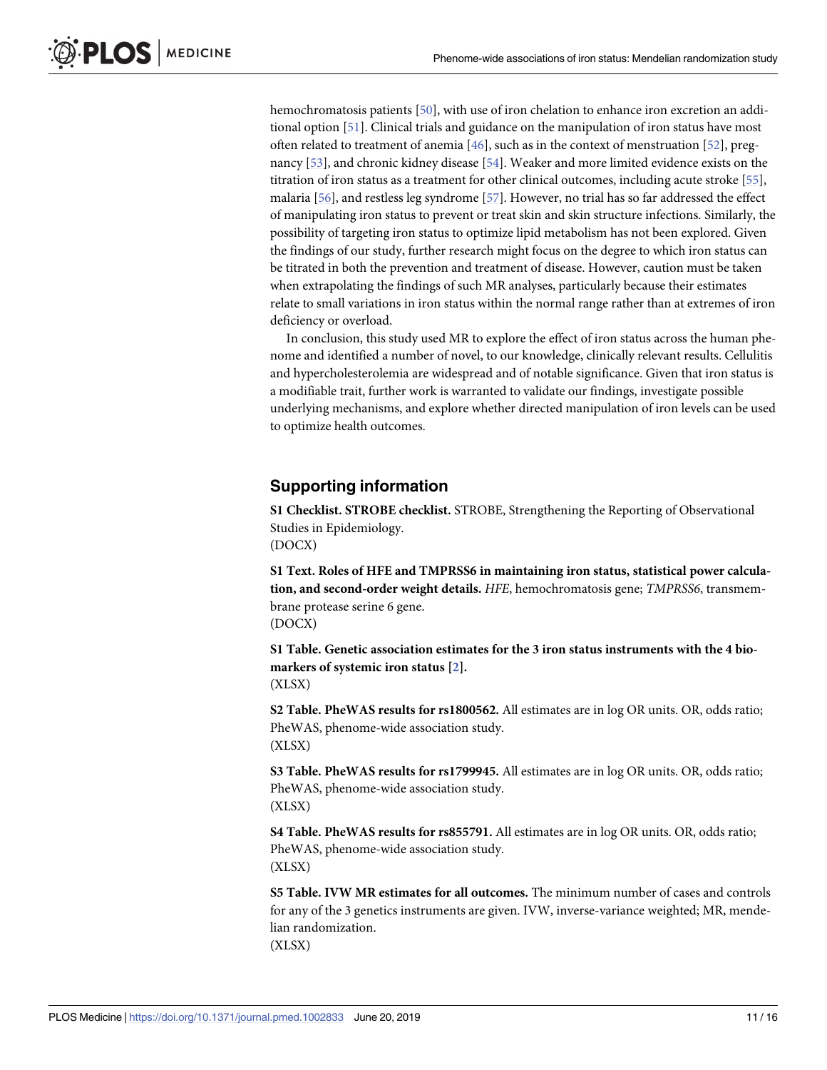hemochromatosis patients [50], with use of iron chelation to enhance iron excretion an additional option [51]. Clinical trials and guidance on the manipulation of iron status have most often related to treatment of anemia [46], such as in the context of menstruation [52], pregnancy [53], and chronic kidney disease [54]. Weaker and more limited evidence exists on the titration of iron status as a treatment for other clinical outcomes, including acute stroke [55], malaria [56], and restless leg syndrome [57]. However, no trial has so far addressed the effect of manipulating iron status to prevent or treat skin and skin structure infections. Similarly, the possibility of targeting iron status to optimize lipid metabolism has not been explored. Given the findings of our study, further research might focus on the degree to which iron status can be titrated in both the prevention and treatment of disease. However, caution must be taken when extrapolating the findings of such MR analyses, particularly because their estimates relate to small variations in iron status within the normal range rather than at extremes of iron deficiency or overload.

In conclusion, this study used MR to explore the effect of iron status across the human phenome and identified a number of novel, to our knowledge, clinically relevant results. Cellulitis and hypercholesterolemia are widespread and of notable significance. Given that iron status is a modifiable trait, further work is warranted to validate our findings, investigate possible underlying mechanisms, and explore whether directed manipulation of iron levels can be used to optimize health outcomes.

## Supporting information

**S1 Checklist. STROBE checklist.** STROBE, Strengthening the Reporting of Observational Studies in Epidemiology.
(DOCX)

**S1 Text. Roles of HFE and TMPRSS6 in maintaining iron status, statistical power calculation, and second-order weight details.** *HFE*, hemochromatosis gene; *TMPRSS6*, transmembrane protease serine 6 gene.
(DOCX)

**S1 Table. Genetic association estimates for the 3 iron status instruments with the 4 biomarkers of systemic iron status [2].**
(XLSX)

**S2 Table. PheWAS results for rs1800562.** All estimates are in log OR units. OR, odds ratio; PheWAS, phenome-wide association study.
(XLSX)

**S3 Table. PheWAS results for rs1799945.** All estimates are in log OR units. OR, odds ratio; PheWAS, phenome-wide association study.
(XLSX)

**S4 Table. PheWAS results for rs855791.** All estimates are in log OR units. OR, odds ratio; PheWAS, phenome-wide association study.
(XLSX)

**S5 Table. IVW MR estimates for all outcomes.** The minimum number of cases and controls for any of the 3 genetics instruments are given. IVW, inverse-variance weighted; MR, mendelian randomization.
(XLSX)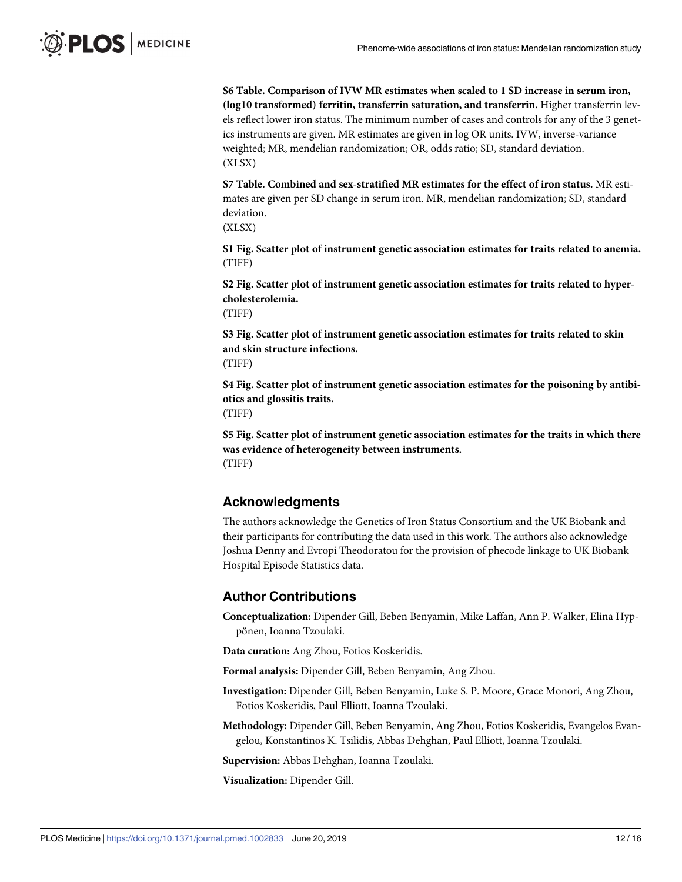**S6 Table. Comparison of IVW MR estimates when scaled to 1 SD increase in serum iron, (log10 transformed) ferritin, transferrin saturation, and transferrin.** Higher transferrin levels reflect lower iron status. The minimum number of cases and controls for any of the 3 genetics instruments are given. MR estimates are given in log OR units. IVW, inverse-variance weighted; MR, mendelian randomization; OR, odds ratio; SD, standard deviation.
(XLSX)

**S7 Table. Combined and sex-stratified MR estimates for the effect of iron status.** MR estimates are given per SD change in serum iron. MR, mendelian randomization; SD, standard deviation.
(XLSX)

**S1 Fig. Scatter plot of instrument genetic association estimates for traits related to anemia.**
(TIFF)

**S2 Fig. Scatter plot of instrument genetic association estimates for traits related to hypercholesterolemia.**
(TIFF)

**S3 Fig. Scatter plot of instrument genetic association estimates for traits related to skin and skin structure infections.**
(TIFF)

**S4 Fig. Scatter plot of instrument genetic association estimates for the poisoning by antibiotics and glossitis traits.**
(TIFF)

**S5 Fig. Scatter plot of instrument genetic association estimates for the traits in which there was evidence of heterogeneity between instruments.**
(TIFF)

## Acknowledgments

The authors acknowledge the Genetics of Iron Status Consortium and the UK Biobank and their participants for contributing the data used in this work. The authors also acknowledge Joshua Denny and Evropi Theodoratou for the provision of phecode linkage to UK Biobank Hospital Episode Statistics data.

## Author Contributions

**Conceptualization:** Dipender Gill, Beben Benyamin, Mike Laffan, Ann P. Walker, Elina Hyppönen, Ioanna Tzoulaki.

**Data curation:** Ang Zhou, Fotios Koskeridis.

**Formal analysis:** Dipender Gill, Beben Benyamin, Ang Zhou.

**Investigation:** Dipender Gill, Beben Benyamin, Luke S. P. Moore, Grace Monori, Ang Zhou, Fotios Koskeridis, Paul Elliott, Ioanna Tzoulaki.

**Methodology:** Dipender Gill, Beben Benyamin, Ang Zhou, Fotios Koskeridis, Evangelos Evangelou, Konstantinos K. Tsilidis, Abbas Dehghan, Paul Elliott, Ioanna Tzoulaki.

**Supervision:** Abbas Dehghan, Ioanna Tzoulaki.

**Visualization:** Dipender Gill.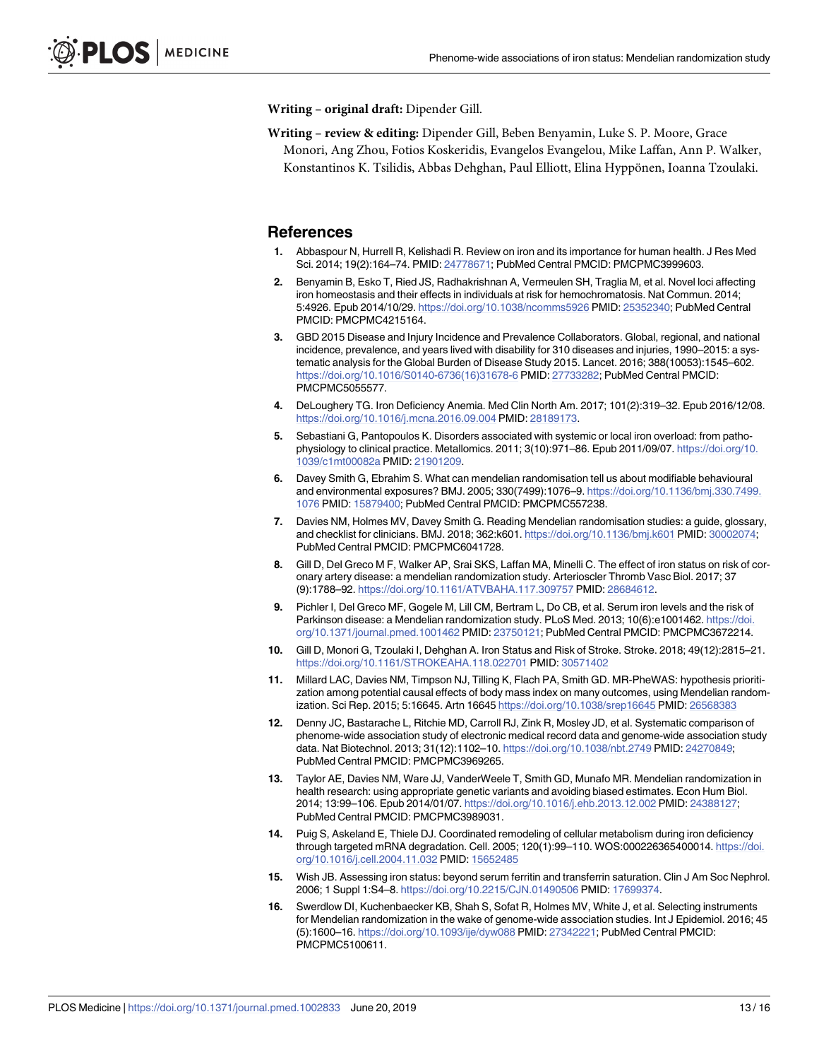**Writing – original draft:** Dipender Gill.

**Writing – review & editing:** Dipender Gill, Beben Benyamin, Luke S. P. Moore, Grace Monori, Ang Zhou, Fotios Koskeridis, Evangelos Evangelou, Mike Laffan, Ann P. Walker, Konstantinos K. Tsilidis, Abbas Dehghan, Paul Elliott, Elina Hyppönen, Ioanna Tzoulaki.

## References

1. Abbaspour N, Hurrell R, Kelishadi R. Review on iron and its importance for human health. J Res Med Sci. 2014; 19(2):164–74. PMID: 24778671; PubMed Central PMCID: PMCPMC3999603.
2. Benyamin B, Esko T, Ried JS, Radhakrishnan A, Vermeulen SH, Traglia M, et al. Novel loci affecting iron homeostasis and their effects in individuals at risk for hemochromatosis. Nat Commun. 2014; 5:4926. Epub 2014/10/29. https://doi.org/10.1038/ncomms5926 PMID: 25352340; PubMed Central PMCID: PMCPMC4215164.
3. GBD 2015 Disease and Injury Incidence and Prevalence Collaborators. Global, regional, and national incidence, prevalence, and years lived with disability for 310 diseases and injuries, 1990–2015: a systematic analysis for the Global Burden of Disease Study 2015. Lancet. 2016; 388(10053):1545–602. https://doi.org/10.1016/S0140-6736(16)31678-6 PMID: 27733282; PubMed Central PMCID: PMCPMC5055577.
4. DeLoughery TG. Iron Deficiency Anemia. Med Clin North Am. 2017; 101(2):319–32. Epub 2016/12/08. https://doi.org/10.1016/j.mcna.2016.09.004 PMID: 28189173.
5. Sebastiani G, Pantopoulos K. Disorders associated with systemic or local iron overload: from pathophysiology to clinical practice. Metallomics. 2011; 3(10):971–86. Epub 2011/09/07. https://doi.org/10.1039/c1mt00082a PMID: 21901209.
6. Davey Smith G, Ebrahim S. What can mendelian randomisation tell us about modifiable behavioural and environmental exposures? BMJ. 2005; 330(7499):1076–9. https://doi.org/10.1136/bmj.330.7499.1076 PMID: 15879400; PubMed Central PMCID: PMCPMC557238.
7. Davies NM, Holmes MV, Davey Smith G. Reading Mendelian randomisation studies: a guide, glossary, and checklist for clinicians. BMJ. 2018; 362:k601. https://doi.org/10.1136/bmj.k601 PMID: 30002074; PubMed Central PMCID: PMCPMC6041728.
8. Gill D, Del Greco M F, Walker AP, Srai SKS, Laffan MA, Minelli C. The effect of iron status on risk of coronary artery disease: a mendelian randomization study. Arterioscler Thromb Vasc Biol. 2017; 37 (9):1788–92. https://doi.org/10.1161/ATVBAHA.117.309757 PMID: 28684612.
9. Pichler I, Del Greco MF, Gogele M, Lill CM, Bertram L, Do CB, et al. Serum iron levels and the risk of Parkinson disease: a Mendelian randomization study. PLoS Med. 2013; 10(6):e1001462. https://doi.org/10.1371/journal.pmed.1001462 PMID: 23750121; PubMed Central PMCID: PMCPMC3672214.
10. Gill D, Monori G, Tzoulaki I, Dehghan A. Iron Status and Risk of Stroke. Stroke. 2018; 49(12):2815–21. https://doi.org/10.1161/STROKEAHA.118.022701 PMID: 30571402
11. Millard LAC, Davies NM, Timpson NJ, Tilling K, Flach PA, Smith GD. MR-PheWAS: hypothesis prioritization among potential causal effects of body mass index on many outcomes, using Mendelian randomization. Sci Rep. 2015; 5:16645. Artn 16645 https://doi.org/10.1038/srep16645 PMID: 26568383
12. Denny JC, Bastarache L, Ritchie MD, Carroll RJ, Zink R, Mosley JD, et al. Systematic comparison of phenome-wide association study of electronic medical record data and genome-wide association study data. Nat Biotechnol. 2013; 31(12):1102–10. https://doi.org/10.1038/nbt.2749 PMID: 24270849; PubMed Central PMCID: PMCPMC3969265.
13. Taylor AE, Davies NM, Ware JJ, VanderWeele T, Smith GD, Munafo MR. Mendelian randomization in health research: using appropriate genetic variants and avoiding biased estimates. Econ Hum Biol. 2014; 13:99–106. Epub 2014/01/07. https://doi.org/10.1016/j.ehb.2013.12.002 PMID: 24388127; PubMed Central PMCID: PMCPMC3989031.
14. Puig S, Askeland E, Thiele DJ. Coordinated remodeling of cellular metabolism during iron deficiency through targeted mRNA degradation. Cell. 2005; 120(1):99–110. WOS:000226365400014. https://doi.org/10.1016/j.cell.2004.11.032 PMID: 15652485
15. Wish JB. Assessing iron status: beyond serum ferritin and transferrin saturation. Clin J Am Soc Nephrol. 2006; 1 Suppl 1:S4–8. https://doi.org/10.2215/CJN.01490506 PMID: 17699374.
16. Swerdlow DI, Kuchenbaecker KB, Shah S, Sofat R, Holmes MV, White J, et al. Selecting instruments for Mendelian randomization in the wake of genome-wide association studies. Int J Epidemiol. 2016; 45 (5):1600–16. https://doi.org/10.1093/ije/dyw088 PMID: 27342221; PubMed Central PMCID: PMCPMC5100611.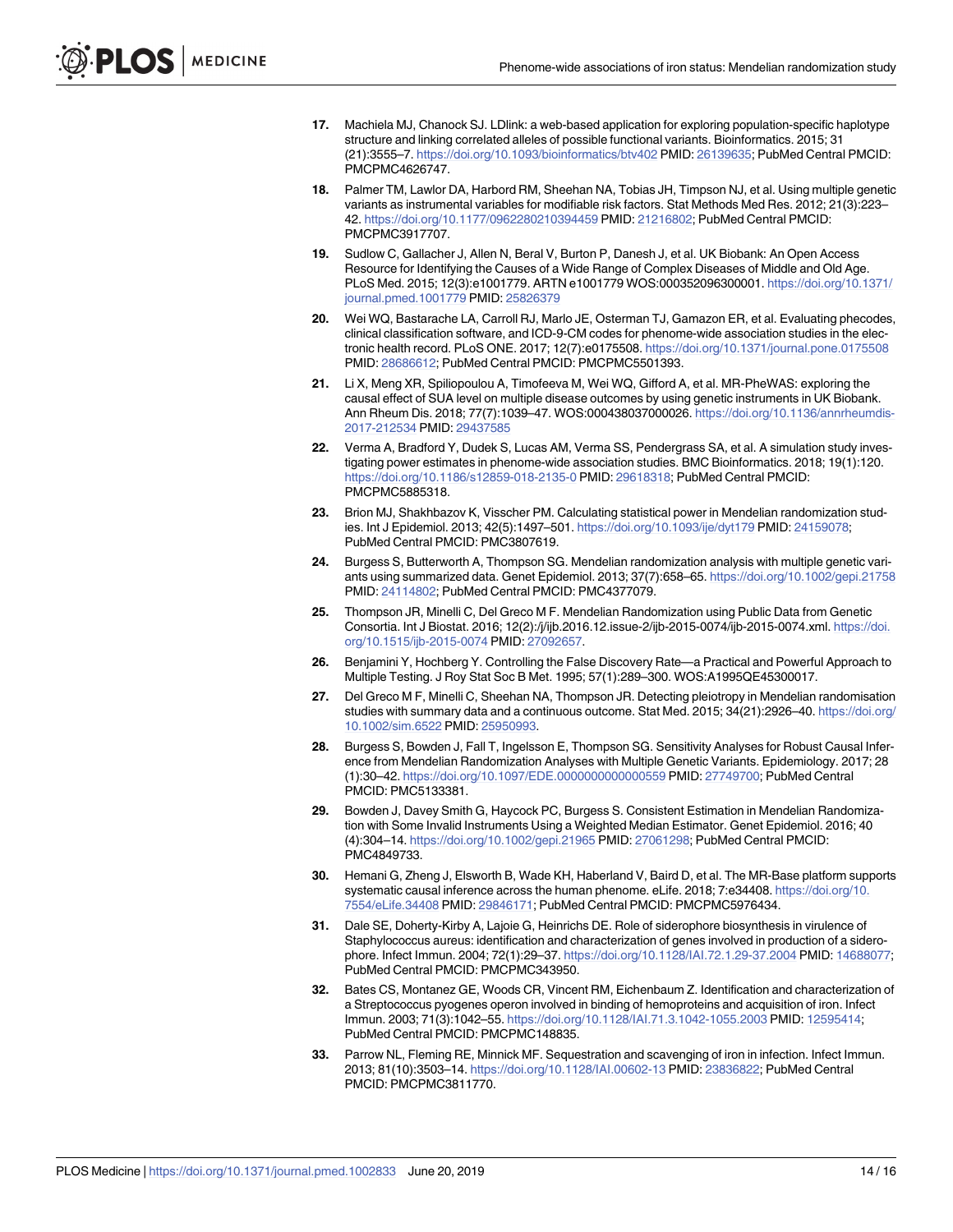17. Machiela MJ, Chanock SJ. LDlink: a web-based application for exploring population-specific haplotype structure and linking correlated alleles of possible functional variants. Bioinformatics. 2015; 31 (21):3555–7. https://doi.org/10.1093/bioinformatics/btv402 PMID: 26139635; PubMed Central PMCID: PMCPMC4626747.

18. Palmer TM, Lawlor DA, Harbord RM, Sheehan NA, Tobias JH, Timpson NJ, et al. Using multiple genetic variants as instrumental variables for modifiable risk factors. Stat Methods Med Res. 2012; 21(3):223–42. https://doi.org/10.1177/0962280210394459 PMID: 21216802; PubMed Central PMCID: PMCPMC3917707.

19. Sudlow C, Gallacher J, Allen N, Beral V, Burton P, Danesh J, et al. UK Biobank: An Open Access Resource for Identifying the Causes of a Wide Range of Complex Diseases of Middle and Old Age. PLoS Med. 2015; 12(3):e1001779. ARTN e1001779 WOS:000352096300001. https://doi.org/10.1371/journal.pmed.1001779 PMID: 25826379

20. Wei WQ, Bastarache LA, Carroll RJ, Marlo JE, Osterman TJ, Gamazon ER, et al. Evaluating phecodes, clinical classification software, and ICD-9-CM codes for phenome-wide association studies in the electronic health record. PLoS ONE. 2017; 12(7):e0175508. https://doi.org/10.1371/journal.pone.0175508 PMID: 28686612; PubMed Central PMCID: PMCPMC5501393.

21. Li X, Meng XR, Spiliopoulou A, Timofeeva M, Wei WQ, Gifford A, et al. MR-PheWAS: exploring the causal effect of SUA level on multiple disease outcomes by using genetic instruments in UK Biobank. Ann Rheum Dis. 2018; 77(7):1039–47. WOS:000438037000026. https://doi.org/10.1136/annrheumdis-2017-212534 PMID: 29437585

22. Verma A, Bradford Y, Dudek S, Lucas AM, Verma SS, Pendergrass SA, et al. A simulation study investigating power estimates in phenome-wide association studies. BMC Bioinformatics. 2018; 19(1):120. https://doi.org/10.1186/s12859-018-2135-0 PMID: 29618318; PubMed Central PMCID: PMCPMC5885318.

23. Brion MJ, Shakhbazov K, Visscher PM. Calculating statistical power in Mendelian randomization studies. Int J Epidemiol. 2013; 42(5):1497–501. https://doi.org/10.1093/ije/dyt179 PMID: 24159078; PubMed Central PMCID: PMC3807619.

24. Burgess S, Butterworth A, Thompson SG. Mendelian randomization analysis with multiple genetic variants using summarized data. Genet Epidemiol. 2013; 37(7):658–65. https://doi.org/10.1002/gepi.21758 PMID: 24114802; PubMed Central PMCID: PMC4377079.

25. Thompson JR, Minelli C, Del Greco M F. Mendelian Randomization using Public Data from Genetic Consortia. Int J Biostat. 2016; 12(2):/j/ijb.2016.12.issue-2/ijb-2015-0074/ijb-2015-0074.xml. https://doi.org/10.1515/ijb-2015-0074 PMID: 27092657.

26. Benjamini Y, Hochberg Y. Controlling the False Discovery Rate—a Practical and Powerful Approach to Multiple Testing. J Roy Stat Soc B Met. 1995; 57(1):289–300. WOS:A1995QE45300017.

27. Del Greco M F, Minelli C, Sheehan NA, Thompson JR. Detecting pleiotropy in Mendelian randomisation studies with summary data and a continuous outcome. Stat Med. 2015; 34(21):2926–40. https://doi.org/10.1002/sim.6522 PMID: 25950993.

28. Burgess S, Bowden J, Fall T, Ingelsson E, Thompson SG. Sensitivity Analyses for Robust Causal Inference from Mendelian Randomization Analyses with Multiple Genetic Variants. Epidemiology. 2017; 28 (1):30–42. https://doi.org/10.1097/EDE.0000000000000559 PMID: 27749700; PubMed Central PMCID: PMC5133381.

29. Bowden J, Davey Smith G, Haycock PC, Burgess S. Consistent Estimation in Mendelian Randomization with Some Invalid Instruments Using a Weighted Median Estimator. Genet Epidemiol. 2016; 40 (4):304–14. https://doi.org/10.1002/gepi.21965 PMID: 27061298; PubMed Central PMCID: PMC4849733.

30. Hemani G, Zheng J, Elsworth B, Wade KH, Haberland V, Baird D, et al. The MR-Base platform supports systematic causal inference across the human phenome. eLife. 2018; 7:e34408. https://doi.org/10.7554/eLife.34408 PMID: 29846171; PubMed Central PMCID: PMCPMC5976434.

31. Dale SE, Doherty-Kirby A, Lajoie G, Heinrichs DE. Role of siderophore biosynthesis in virulence of Staphylococcus aureus: identification and characterization of genes involved in production of a siderophore. Infect Immun. 2004; 72(1):29–37. https://doi.org/10.1128/IAI.72.1.29-37.2004 PMID: 14688077; PubMed Central PMCID: PMCPMC343950.

32. Bates CS, Montanez GE, Woods CR, Vincent RM, Eichenbaum Z. Identification and characterization of a Streptococcus pyogenes operon involved in binding of hemoproteins and acquisition of iron. Infect Immun. 2003; 71(3):1042–55. https://doi.org/10.1128/IAI.71.3.1042-1055.2003 PMID: 12595414; PubMed Central PMCID: PMCPMC148835.

33. Parrow NL, Fleming RE, Minnick MF. Sequestration and scavenging of iron in infection. Infect Immun. 2013; 81(10):3503–14. https://doi.org/10.1128/IAI.00602-13 PMID: 23836822; PubMed Central PMCID: PMCPMC3811770.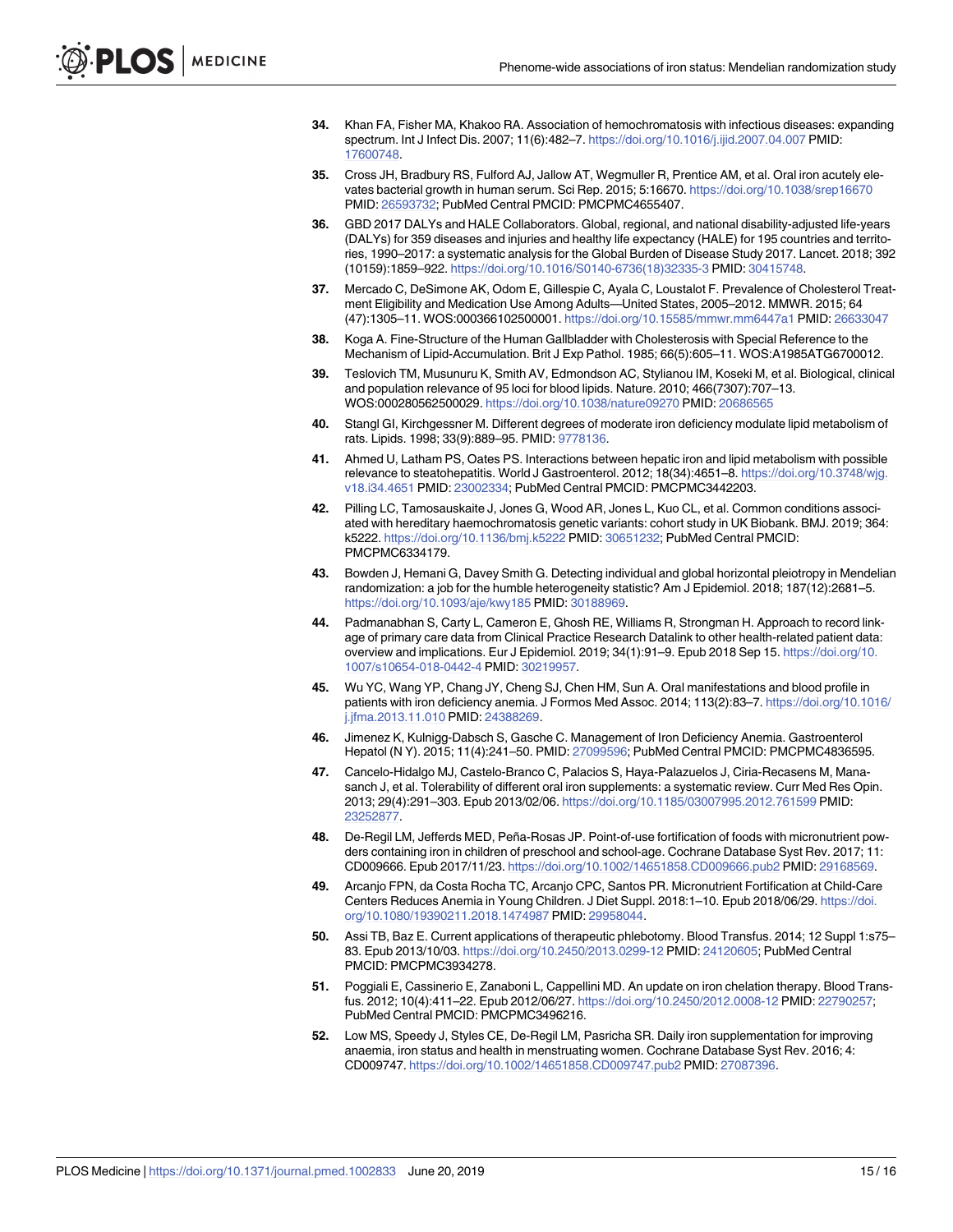34. Khan FA, Fisher MA, Khakoo RA. Association of hemochromatosis with infectious diseases: expanding spectrum. Int J Infect Dis. 2007; 11(6):482–7. https://doi.org/10.1016/j.ijid.2007.04.007 PMID: 17600748.

35. Cross JH, Bradbury RS, Fulford AJ, Jallow AT, Wegmuller R, Prentice AM, et al. Oral iron acutely elevates bacterial growth in human serum. Sci Rep. 2015; 5:16670. https://doi.org/10.1038/srep16670 PMID: 26593732; PubMed Central PMCID: PMCPMC4655407.

36. GBD 2017 DALYs and HALE Collaborators. Global, regional, and national disability-adjusted life-years (DALYs) for 359 diseases and injuries and healthy life expectancy (HALE) for 195 countries and territories, 1990–2017: a systematic analysis for the Global Burden of Disease Study 2017. Lancet. 2018; 392 (10159):1859–922. https://doi.org/10.1016/S0140-6736(18)32335-3 PMID: 30415748.

37. Mercado C, DeSimone AK, Odom E, Gillespie C, Ayala C, Loustalot F. Prevalence of Cholesterol Treatment Eligibility and Medication Use Among Adults—United States, 2005–2012. MMWR. 2015; 64 (47):1305–11. WOS:000366102500001. https://doi.org/10.15585/mmwr.mm6447a1 PMID: 26633047

38. Koga A. Fine-Structure of the Human Gallbladder with Cholesterosis with Special Reference to the Mechanism of Lipid-Accumulation. Brit J Exp Pathol. 1985; 66(5):605–11. WOS:A1985ATG6700012.

39. Teslovich TM, Musunuru K, Smith AV, Edmondson AC, Stylianou IM, Koseki M, et al. Biological, clinical and population relevance of 95 loci for blood lipids. Nature. 2010; 466(7307):707–13. WOS:000280562500029. https://doi.org/10.1038/nature09270 PMID: 20686565

40. Stangl GI, Kirchgessner M. Different degrees of moderate iron deficiency modulate lipid metabolism of rats. Lipids. 1998; 33(9):889–95. PMID: 9778136.

41. Ahmed U, Latham PS, Oates PS. Interactions between hepatic iron and lipid metabolism with possible relevance to steatohepatitis. World J Gastroenterol. 2012; 18(34):4651–8. https://doi.org/10.3748/wjg.v18.i34.4651 PMID: 23002334; PubMed Central PMCID: PMCPMC3442203.

42. Pilling LC, Tamosauskaite J, Jones G, Wood AR, Jones L, Kuo CL, et al. Common conditions associated with hereditary haemochromatosis genetic variants: cohort study in UK Biobank. BMJ. 2019; 364: k5222. https://doi.org/10.1136/bmj.k5222 PMID: 30651232; PubMed Central PMCID: PMCPMC6334179.

43. Bowden J, Hemani G, Davey Smith G. Detecting individual and global horizontal pleiotropy in Mendelian randomization: a job for the humble heterogeneity statistic? Am J Epidemiol. 2018; 187(12):2681–5. https://doi.org/10.1093/aje/kwy185 PMID: 30188969.

44. Padmanabhan S, Carty L, Cameron E, Ghosh RE, Williams R, Strongman H. Approach to record linkage of primary care data from Clinical Practice Research Datalink to other health-related patient data: overview and implications. Eur J Epidemiol. 2019; 34(1):91–9. Epub 2018 Sep 15. https://doi.org/10.1007/s10654-018-0442-4 PMID: 30219957.

45. Wu YC, Wang YP, Chang JY, Cheng SJ, Chen HM, Sun A. Oral manifestations and blood profile in patients with iron deficiency anemia. J Formos Med Assoc. 2014; 113(2):83–7. https://doi.org/10.1016/j.jfma.2013.11.010 PMID: 24388269.

46. Jimenez K, Kulnigg-Dabsch S, Gasche C. Management of Iron Deficiency Anemia. Gastroenterol Hepatol (N Y). 2015; 11(4):241–50. PMID: 27099596; PubMed Central PMCID: PMCPMC4836595.

47. Cancelo-Hidalgo MJ, Castelo-Branco C, Palacios S, Haya-Palazuelos J, Ciria-Recasens M, Manasanch J, et al. Tolerability of different oral iron supplements: a systematic review. Curr Med Res Opin. 2013; 29(4):291–303. Epub 2013/02/06. https://doi.org/10.1185/03007995.2012.761599 PMID: 23252877.

48. De-Regil LM, Jefferds MED, Peña-Rosas JP. Point-of-use fortification of foods with micronutrient powders containing iron in children of preschool and school-age. Cochrane Database Syst Rev. 2017; 11: CD009666. Epub 2017/11/23. https://doi.org/10.1002/14651858.CD009666.pub2 PMID: 29168569.

49. Arcanjo FPN, da Costa Rocha TC, Arcanjo CPC, Santos PR. Micronutrient Fortification at Child-Care Centers Reduces Anemia in Young Children. J Diet Suppl. 2018:1–10. Epub 2018/06/29. https://doi.org/10.1080/19390211.2018.1474987 PMID: 29958044.

50. Assi TB, Baz E. Current applications of therapeutic phlebotomy. Blood Transfus. 2014; 12 Suppl 1:s75–83. Epub 2013/10/03. https://doi.org/10.2450/2013.0299-12 PMID: 24120605; PubMed Central PMCID: PMCPMC3934278.

51. Poggiali E, Cassinerio E, Zanaboni L, Cappellini MD. An update on iron chelation therapy. Blood Transfus. 2012; 10(4):411–22. Epub 2012/06/27. https://doi.org/10.2450/2012.0008-12 PMID: 22790257; PubMed Central PMCID: PMCPMC3496216.

52. Low MS, Speedy J, Styles CE, De-Regil LM, Pasricha SR. Daily iron supplementation for improving anaemia, iron status and health in menstruating women. Cochrane Database Syst Rev. 2016; 4: CD009747. https://doi.org/10.1002/14651858.CD009747.pub2 PMID: 27087396.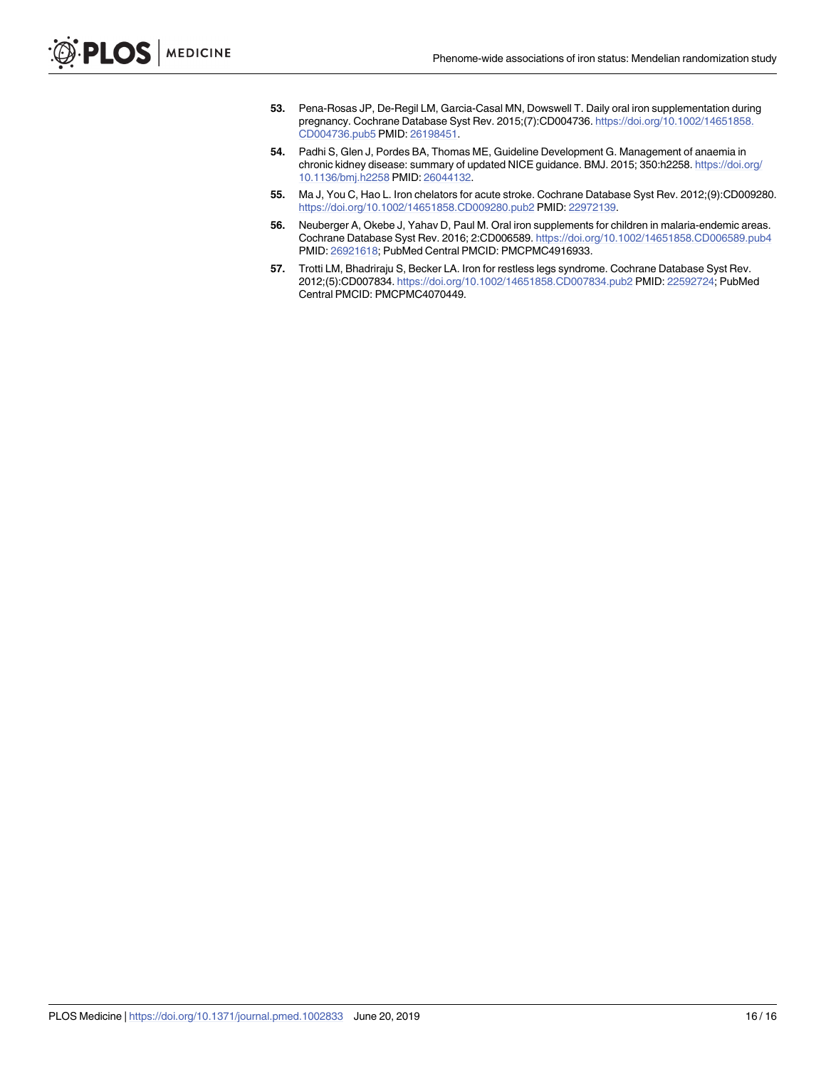53. Pena-Rosas JP, De-Regil LM, Garcia-Casal MN, Dowswell T. Daily oral iron supplementation during pregnancy. Cochrane Database Syst Rev. 2015;(7):CD004736. https://doi.org/10.1002/14651858.CD004736.pub5 PMID: 26198451.

54. Padhi S, Glen J, Pordes BA, Thomas ME, Guideline Development G. Management of anaemia in chronic kidney disease: summary of updated NICE guidance. BMJ. 2015; 350:h2258. https://doi.org/10.1136/bmj.h2258 PMID: 26044132.

55. Ma J, You C, Hao L. Iron chelators for acute stroke. Cochrane Database Syst Rev. 2012;(9):CD009280. https://doi.org/10.1002/14651858.CD009280.pub2 PMID: 22972139.

56. Neuberger A, Okebe J, Yahav D, Paul M. Oral iron supplements for children in malaria-endemic areas. Cochrane Database Syst Rev. 2016; 2:CD006589. https://doi.org/10.1002/14651858.CD006589.pub4 PMID: 26921618; PubMed Central PMCID: PMCPMC4916933.

57. Trotti LM, Bhadriraju S, Becker LA. Iron for restless legs syndrome. Cochrane Database Syst Rev. 2012;(5):CD007834. https://doi.org/10.1002/14651858.CD007834.pub2 PMID: 22592724; PubMed Central PMCID: PMCPMC4070449.